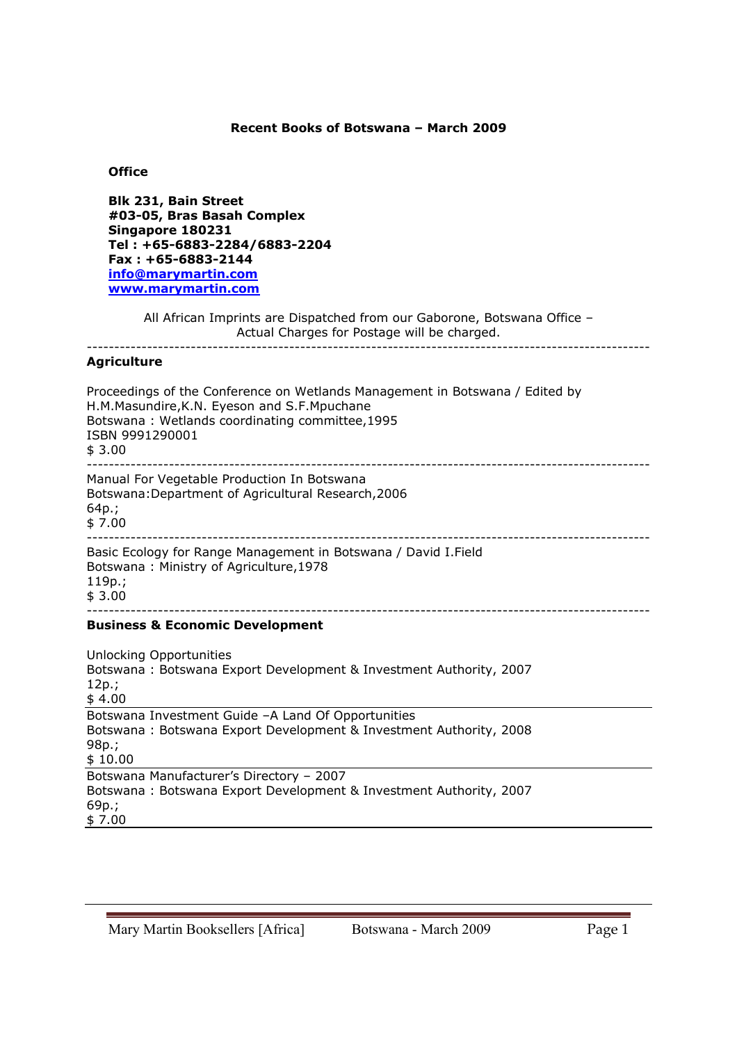**Recent Books of Botswana – March 2009**

**Office**

**Blk 231, Bain Street**
**#03-05, Bras Basah Complex**
**Singapore 180231**
**Tel : +65-6883-2284/6883-2204**
**Fax : +65-6883-2144**
**info@marymartin.com**
**www.marymartin.com**

All African Imprints are Dispatched from our Gaborone, Botswana Office – Actual Charges for Postage will be charged.

---

## Agriculture

Proceedings of the Conference on Wetlands Management in Botswana / Edited by H.M.Masundire,K.N. Eyeson and S.F.Mpuchane
Botswana : Wetlands coordinating committee,1995
ISBN 9991290001
$ 3.00

---

Manual For Vegetable Production In Botswana
Botswana:Department of Agricultural Research,2006
64p.;
$ 7.00

---

Basic Ecology for Range Management in Botswana / David I.Field
Botswana : Ministry of Agriculture,1978
119p.;
$ 3.00

---

## Business & Economic Development

Unlocking Opportunities
Botswana : Botswana Export Development & Investment Authority, 2007
12p.;
$ 4.00

---

Botswana Investment Guide –A Land Of Opportunities
Botswana : Botswana Export Development & Investment Authority, 2008
98p.;
$ 10.00

---

Botswana Manufacturer's Directory – 2007
Botswana : Botswana Export Development & Investment Authority, 2007
69p.;
$ 7.00

---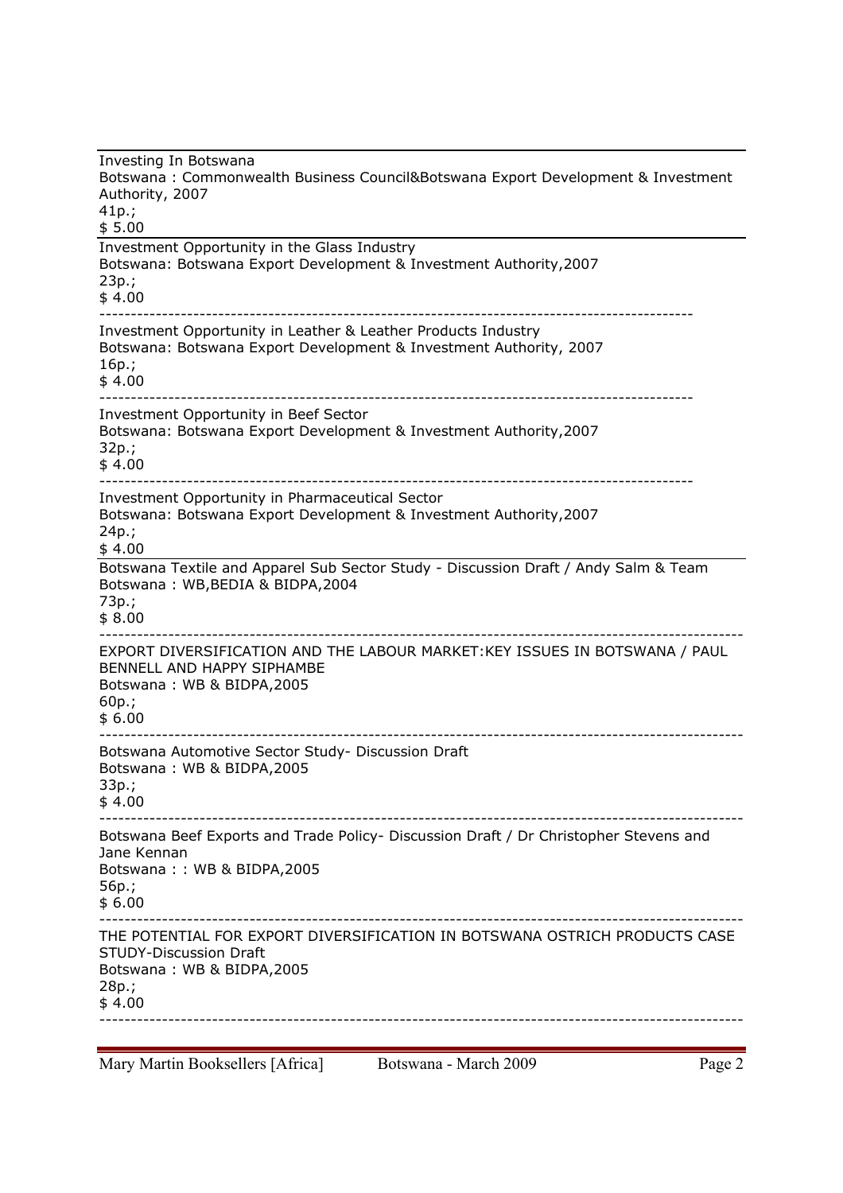Investing In Botswana
Botswana : Commonwealth Business Council&Botswana Export Development & Investment Authority, 2007
41p.;
$ 5.00

---

Investment Opportunity in the Glass Industry
Botswana: Botswana Export Development & Investment Authority,2007
23p.;
$ 4.00

---

Investment Opportunity in Leather & Leather Products Industry
Botswana: Botswana Export Development & Investment Authority, 2007
16p.;
$ 4.00

---

Investment Opportunity in Beef Sector
Botswana: Botswana Export Development & Investment Authority,2007
32p.;
$ 4.00

---

Investment Opportunity in Pharmaceutical Sector
Botswana: Botswana Export Development & Investment Authority,2007
24p.;
$ 4.00

---

Botswana Textile and Apparel Sub Sector Study - Discussion Draft / Andy Salm & Team
Botswana : WB,BEDIA & BIDPA,2004
73p.;
$ 8.00

---

EXPORT DIVERSIFICATION AND THE LABOUR MARKET:KEY ISSUES IN BOTSWANA / PAUL BENNELL AND HAPPY SIPHAMBE
Botswana : WB & BIDPA,2005
60p.;
$ 6.00

---

Botswana Automotive Sector Study- Discussion Draft
Botswana : WB & BIDPA,2005
33p.;
$ 4.00

---

Botswana Beef Exports and Trade Policy- Discussion Draft / Dr Christopher Stevens and Jane Kennan
Botswana : : WB & BIDPA,2005
56p.;
$ 6.00

---

THE POTENTIAL FOR EXPORT DIVERSIFICATION IN BOTSWANA OSTRICH PRODUCTS CASE STUDY-Discussion Draft
Botswana : WB & BIDPA,2005
28p.;
$ 4.00

---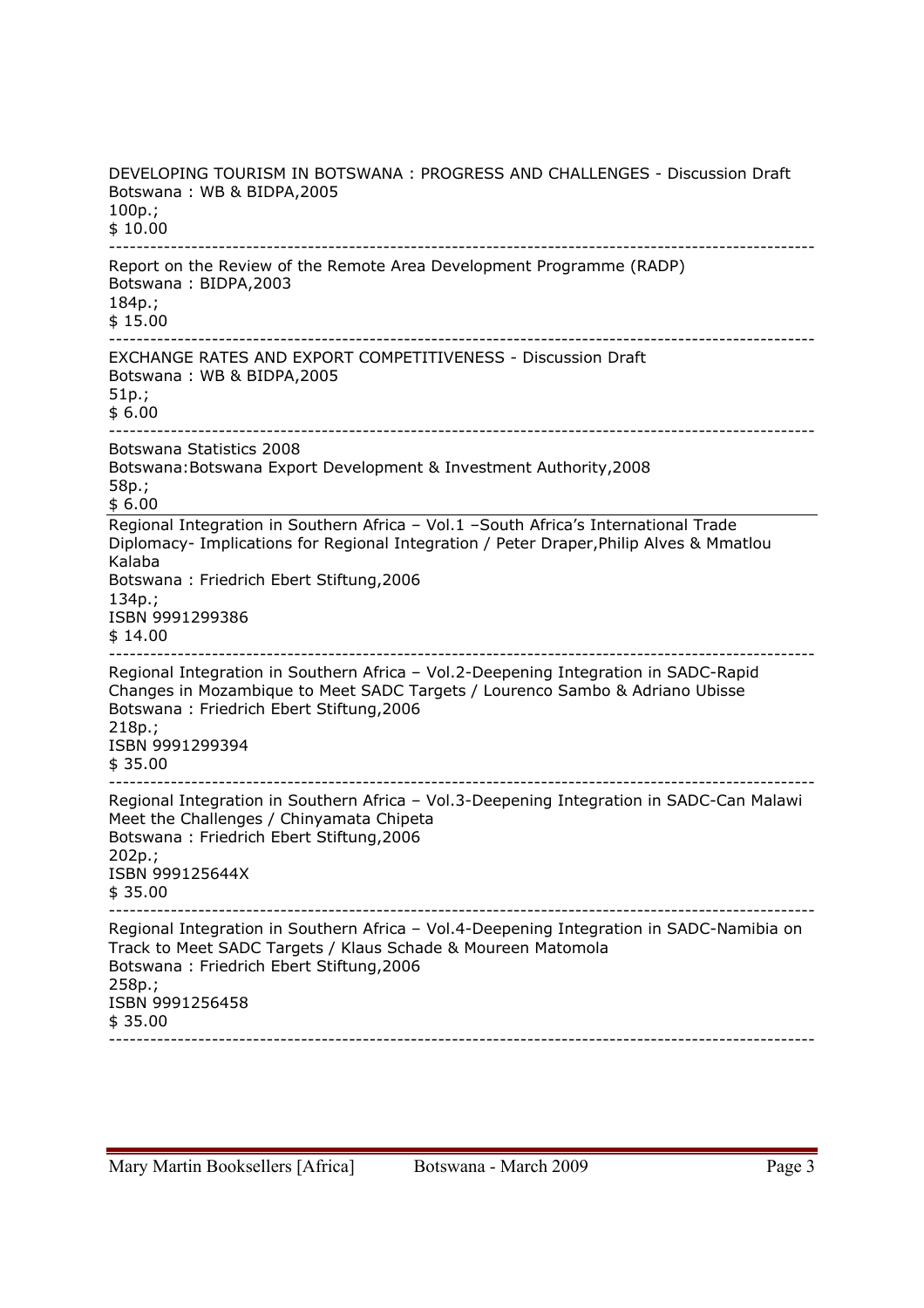DEVELOPING TOURISM IN BOTSWANA : PROGRESS AND CHALLENGES - Discussion Draft
Botswana : WB & BIDPA,2005
100p.;
$ 10.00

---

Report on the Review of the Remote Area Development Programme (RADP)
Botswana : BIDPA,2003
184p.;
$ 15.00

---

EXCHANGE RATES AND EXPORT COMPETITIVENESS - Discussion Draft
Botswana : WB & BIDPA,2005
51p.;
$ 6.00

---

Botswana Statistics 2008
Botswana:Botswana Export Development & Investment Authority,2008
58p.;
$ 6.00

---

Regional Integration in Southern Africa – Vol.1 –South Africa's International Trade Diplomacy- Implications for Regional Integration / Peter Draper,Philip Alves & Mmatlou Kalaba
Botswana : Friedrich Ebert Stiftung,2006
134p.;
ISBN 9991299386
$ 14.00

---

Regional Integration in Southern Africa – Vol.2-Deepening Integration in SADC-Rapid Changes in Mozambique to Meet SADC Targets / Lourenco Sambo & Adriano Ubisse
Botswana : Friedrich Ebert Stiftung,2006
218p.;
ISBN 9991299394
$ 35.00

---

Regional Integration in Southern Africa – Vol.3-Deepening Integration in SADC-Can Malawi Meet the Challenges / Chinyamata Chipeta
Botswana : Friedrich Ebert Stiftung,2006
202p.;
ISBN 999125644X
$ 35.00

---

Regional Integration in Southern Africa – Vol.4-Deepening Integration in SADC-Namibia on Track to Meet SADC Targets / Klaus Schade & Moureen Matomola
Botswana : Friedrich Ebert Stiftung,2006
258p.;
ISBN 9991256458
$ 35.00

---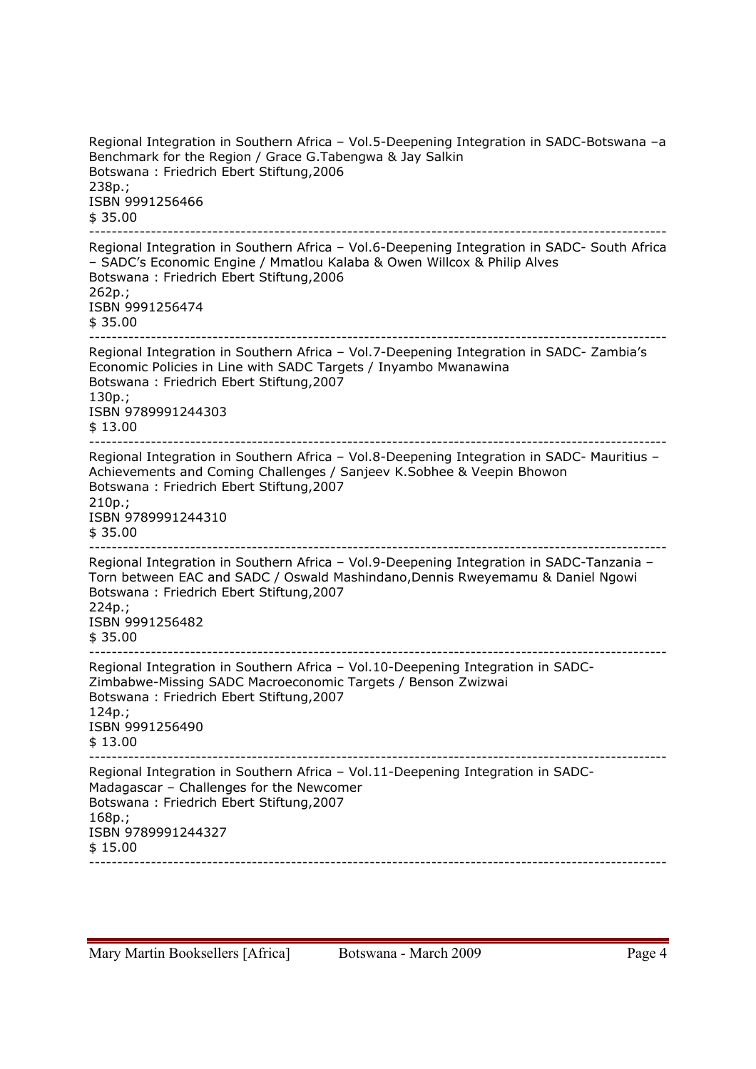Regional Integration in Southern Africa – Vol.5-Deepening Integration in SADC-Botswana –a Benchmark for the Region / Grace G.Tabengwa & Jay Salkin
Botswana : Friedrich Ebert Stiftung,2006
238p.;
ISBN 9991256466
$ 35.00

---

Regional Integration in Southern Africa – Vol.6-Deepening Integration in SADC- South Africa – SADC's Economic Engine / Mmatlou Kalaba & Owen Willcox & Philip Alves
Botswana : Friedrich Ebert Stiftung,2006
262p.;
ISBN 9991256474
$ 35.00

---

Regional Integration in Southern Africa – Vol.7-Deepening Integration in SADC- Zambia's Economic Policies in Line with SADC Targets / Inyambo Mwanawina
Botswana : Friedrich Ebert Stiftung,2007
130p.;
ISBN 9789991244303
$ 13.00

---

Regional Integration in Southern Africa – Vol.8-Deepening Integration in SADC- Mauritius – Achievements and Coming Challenges / Sanjeev K.Sobhee & Veepin Bhowon
Botswana : Friedrich Ebert Stiftung,2007
210p.;
ISBN 9789991244310
$ 35.00

---

Regional Integration in Southern Africa – Vol.9-Deepening Integration in SADC-Tanzania – Torn between EAC and SADC / Oswald Mashindano,Dennis Rweyemamu & Daniel Ngowi
Botswana : Friedrich Ebert Stiftung,2007
224p.;
ISBN 9991256482
$ 35.00

---

Regional Integration in Southern Africa – Vol.10-Deepening Integration in SADC-Zimbabwe-Missing SADC Macroeconomic Targets / Benson Zwizwai
Botswana : Friedrich Ebert Stiftung,2007
124p.;
ISBN 9991256490
$ 13.00

---

Regional Integration in Southern Africa – Vol.11-Deepening Integration in SADC-Madagascar – Challenges for the Newcomer
Botswana : Friedrich Ebert Stiftung,2007
168p.;
ISBN 9789991244327
$ 15.00

---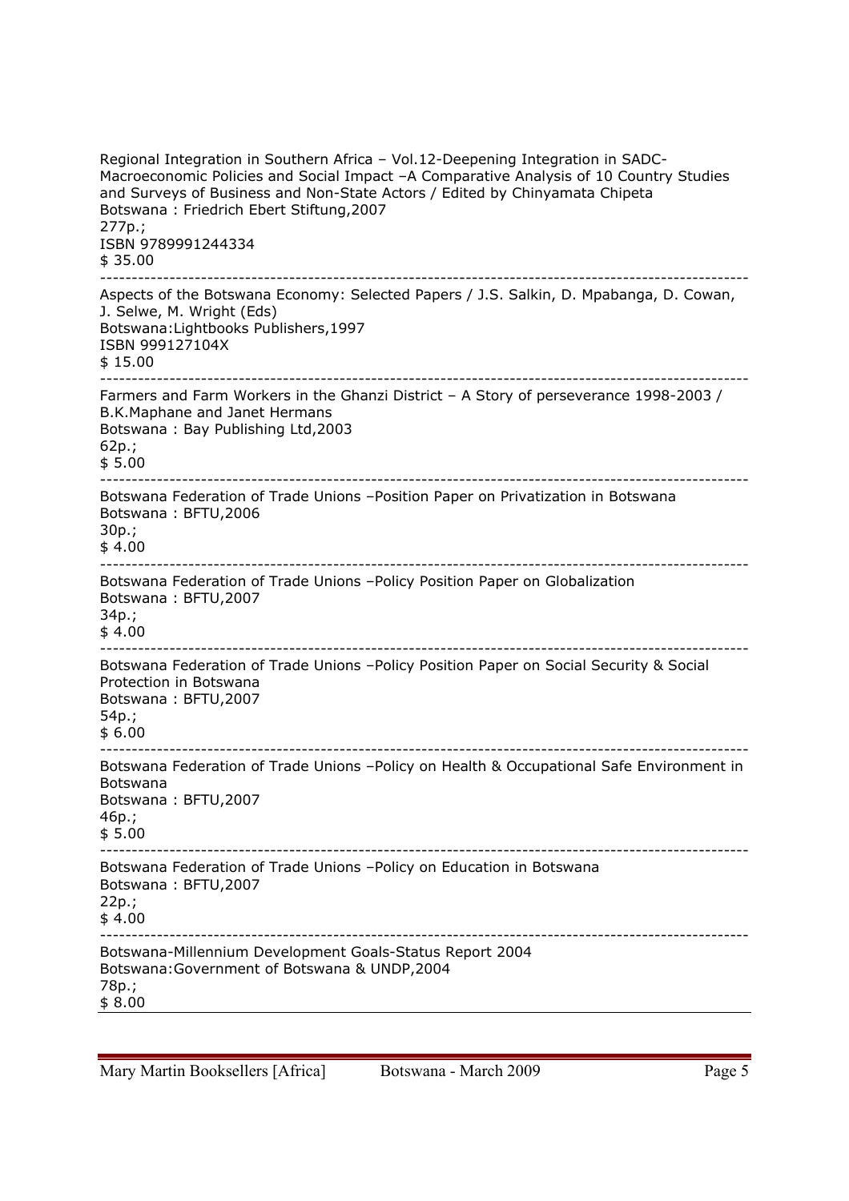Regional Integration in Southern Africa – Vol.12-Deepening Integration in SADC-Macroeconomic Policies and Social Impact –A Comparative Analysis of 10 Country Studies and Surveys of Business and Non-State Actors / Edited by Chinyamata Chipeta
Botswana : Friedrich Ebert Stiftung,2007
277p.;
ISBN 9789991244334
$ 35.00

---

Aspects of the Botswana Economy: Selected Papers / J.S. Salkin, D. Mpabanga, D. Cowan, J. Selwe, M. Wright (Eds)
Botswana:Lightbooks Publishers,1997
ISBN 999127104X
$ 15.00

---

Farmers and Farm Workers in the Ghanzi District – A Story of perseverance 1998-2003 / B.K.Maphane and Janet Hermans
Botswana : Bay Publishing Ltd,2003
62p.;
$ 5.00

---

Botswana Federation of Trade Unions –Position Paper on Privatization in Botswana
Botswana : BFTU,2006
30p.;
$ 4.00

---

Botswana Federation of Trade Unions –Policy Position Paper on Globalization
Botswana : BFTU,2007
34p.;
$ 4.00

---

Botswana Federation of Trade Unions –Policy Position Paper on Social Security & Social Protection in Botswana
Botswana : BFTU,2007
54p.;
$ 6.00

---

Botswana Federation of Trade Unions –Policy on Health & Occupational Safe Environment in Botswana
Botswana : BFTU,2007
46p.;
$ 5.00

---

Botswana Federation of Trade Unions –Policy on Education in Botswana
Botswana : BFTU,2007
22p.;
$ 4.00

---

Botswana-Millennium Development Goals-Status Report 2004
Botswana:Government of Botswana & UNDP,2004
78p.;
$ 8.00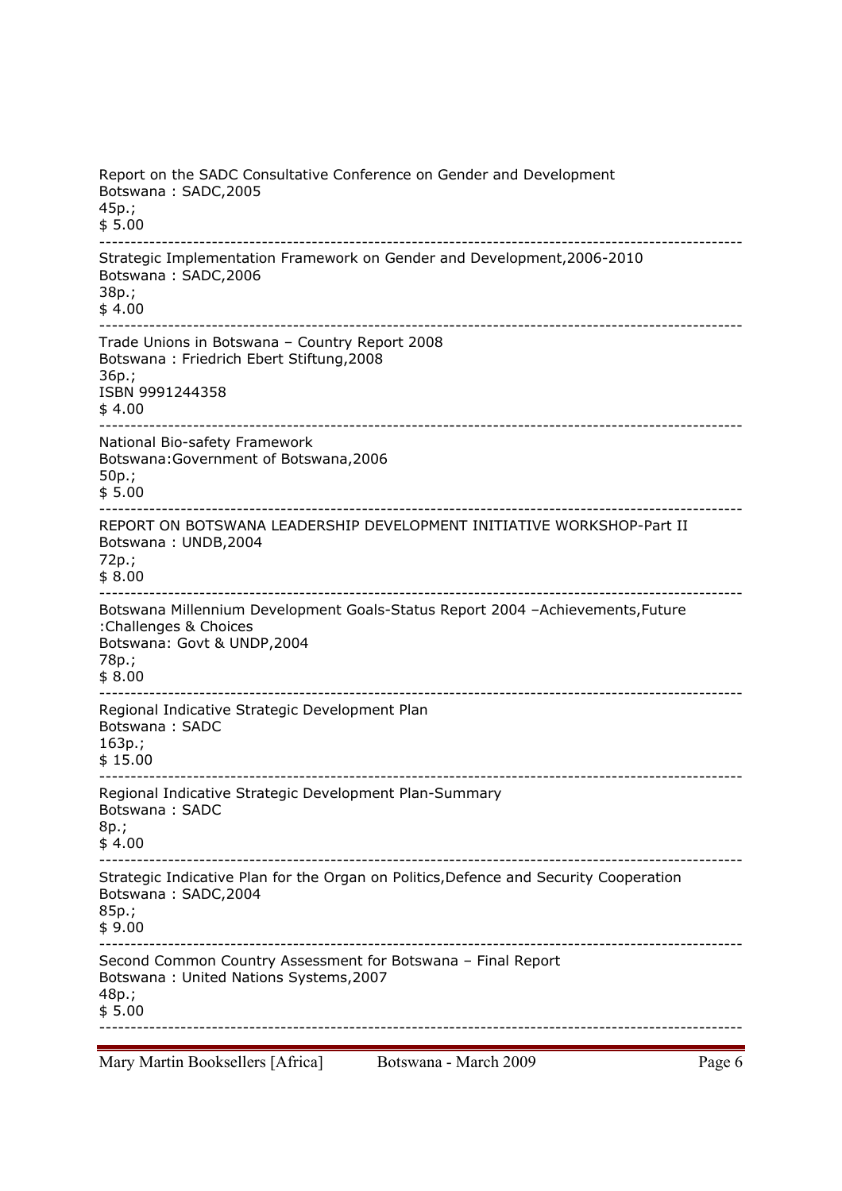Report on the SADC Consultative Conference on Gender and Development  
Botswana : SADC,2005  
45p.;  
$ 5.00

---

Strategic Implementation Framework on Gender and Development,2006-2010  
Botswana : SADC,2006  
38p.;  
$ 4.00

---

Trade Unions in Botswana – Country Report 2008  
Botswana : Friedrich Ebert Stiftung,2008  
36p.;  
ISBN 9991244358  
$ 4.00

---

National Bio-safety Framework  
Botswana:Government of Botswana,2006  
50p.;  
$ 5.00

---

REPORT ON BOTSWANA LEADERSHIP DEVELOPMENT INITIATIVE WORKSHOP-Part II  
Botswana : UNDB,2004  
72p.;  
$ 8.00

---

Botswana Millennium Development Goals-Status Report 2004 –Achievements,Future :Challenges & Choices  
Botswana: Govt & UNDP,2004  
78p.;  
$ 8.00

---

Regional Indicative Strategic Development Plan  
Botswana : SADC  
163p.;  
$ 15.00

---

Regional Indicative Strategic Development Plan-Summary  
Botswana : SADC  
8p.;  
$ 4.00

---

Strategic Indicative Plan for the Organ on Politics,Defence and Security Cooperation  
Botswana : SADC,2004  
85p.;  
$ 9.00

---

Second Common Country Assessment for Botswana – Final Report  
Botswana : United Nations Systems,2007  
48p.;  
$ 5.00

---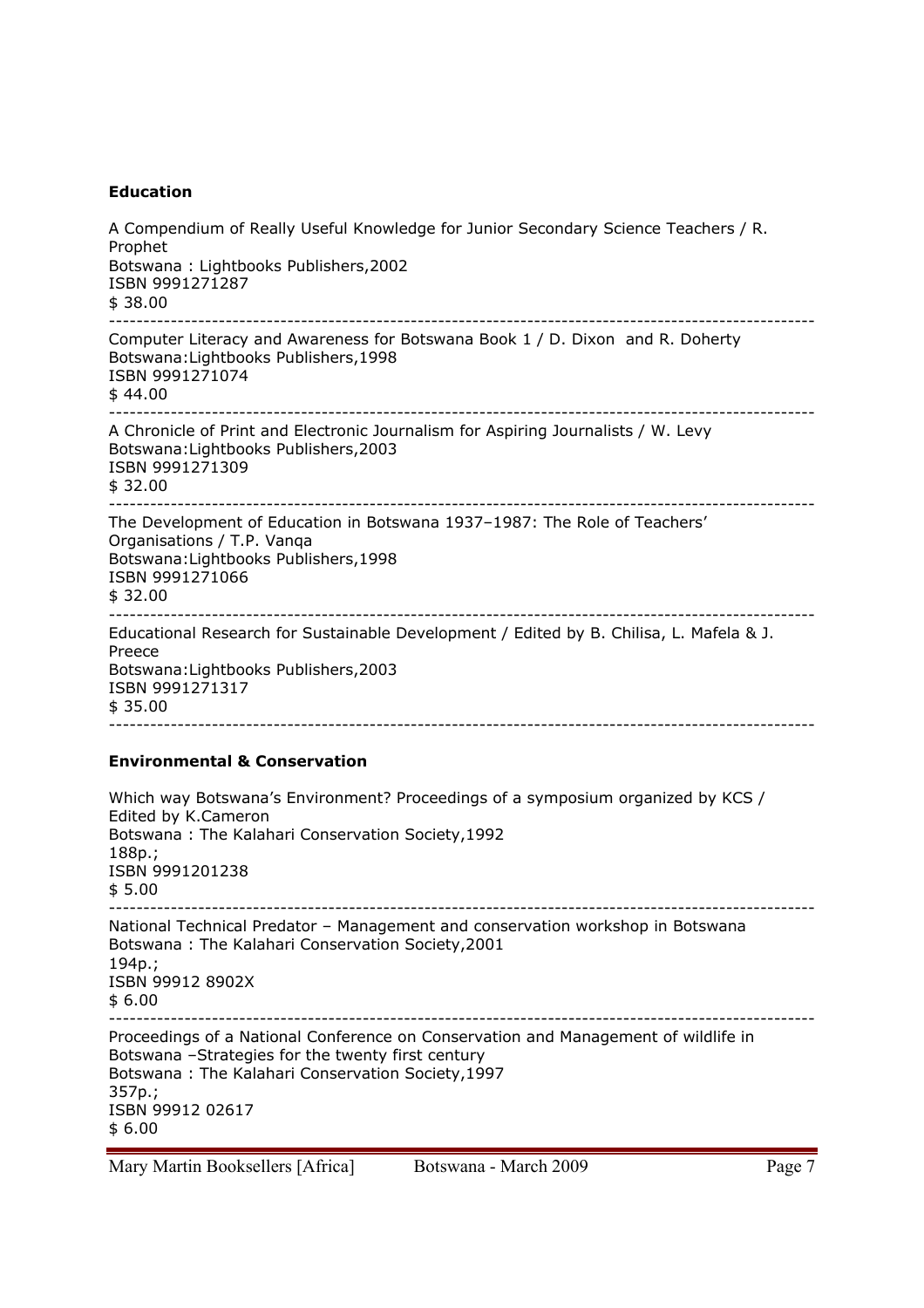**Education**

A Compendium of Really Useful Knowledge for Junior Secondary Science Teachers / R. Prophet
Botswana : Lightbooks Publishers,2002
ISBN 9991271287
$ 38.00

---

Computer Literacy and Awareness for Botswana Book 1 / D. Dixon and R. Doherty
Botswana:Lightbooks Publishers,1998
ISBN 9991271074
$ 44.00

---

A Chronicle of Print and Electronic Journalism for Aspiring Journalists / W. Levy
Botswana:Lightbooks Publishers,2003
ISBN 9991271309
$ 32.00

---

The Development of Education in Botswana 1937–1987: The Role of Teachers' Organisations / T.P. Vanqa
Botswana:Lightbooks Publishers,1998
ISBN 9991271066
$ 32.00

---

Educational Research for Sustainable Development / Edited by B. Chilisa, L. Mafela & J. Preece
Botswana:Lightbooks Publishers,2003
ISBN 9991271317
$ 35.00

---

**Environmental & Conservation**

Which way Botswana's Environment? Proceedings of a symposium organized by KCS / Edited by K.Cameron
Botswana : The Kalahari Conservation Society,1992
188p.;
ISBN 9991201238
$ 5.00

---

National Technical Predator – Management and conservation workshop in Botswana
Botswana : The Kalahari Conservation Society,2001
194p.;
ISBN 99912 8902X
$ 6.00

---

Proceedings of a National Conference on Conservation and Management of wildlife in Botswana –Strategies for the twenty first century
Botswana : The Kalahari Conservation Society,1997
357p.;
ISBN 99912 02617
$ 6.00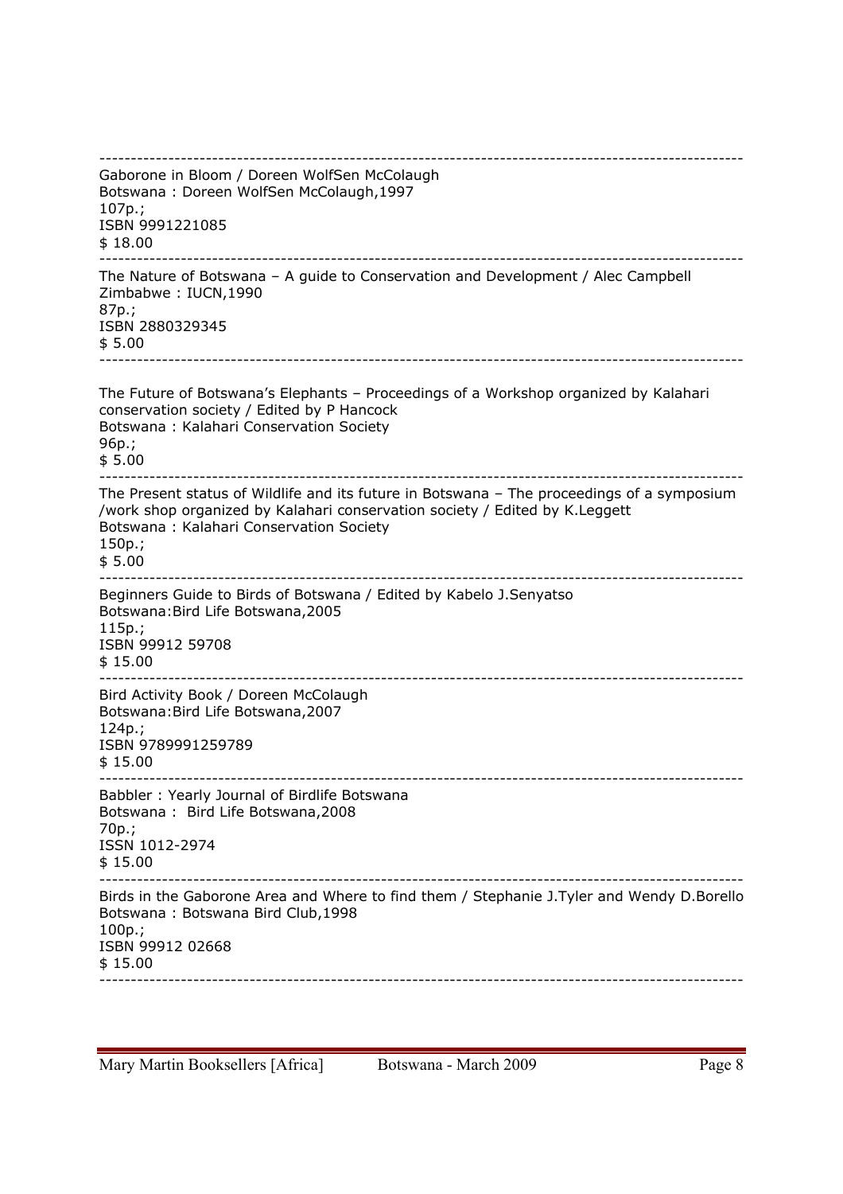---

Gaborone in Bloom / Doreen WolfSen McColaugh
Botswana : Doreen WolfSen McColaugh,1997
107p.;
ISBN 9991221085
$ 18.00

---

The Nature of Botswana – A guide to Conservation and Development / Alec Campbell
Zimbabwe : IUCN,1990
87p.;
ISBN 2880329345
$ 5.00

---

The Future of Botswana's Elephants – Proceedings of a Workshop organized by Kalahari conservation society / Edited by P Hancock
Botswana : Kalahari Conservation Society
96p.;
$ 5.00

---

The Present status of Wildlife and its future in Botswana – The proceedings of a symposium /work shop organized by Kalahari conservation society / Edited by K.Leggett
Botswana : Kalahari Conservation Society
150p.;
$ 5.00

---

Beginners Guide to Birds of Botswana / Edited by Kabelo J.Senyatso
Botswana:Bird Life Botswana,2005
115p.;
ISBN 99912 59708
$ 15.00

---

Bird Activity Book / Doreen McColaugh
Botswana:Bird Life Botswana,2007
124p.;
ISBN 9789991259789
$ 15.00

---

Babbler : Yearly Journal of Birdlife Botswana
Botswana : Bird Life Botswana,2008
70p.;
ISSN 1012-2974
$ 15.00

---

Birds in the Gaborone Area and Where to find them / Stephanie J.Tyler and Wendy D.Borello
Botswana : Botswana Bird Club,1998
100p.;
ISBN 99912 02668
$ 15.00

---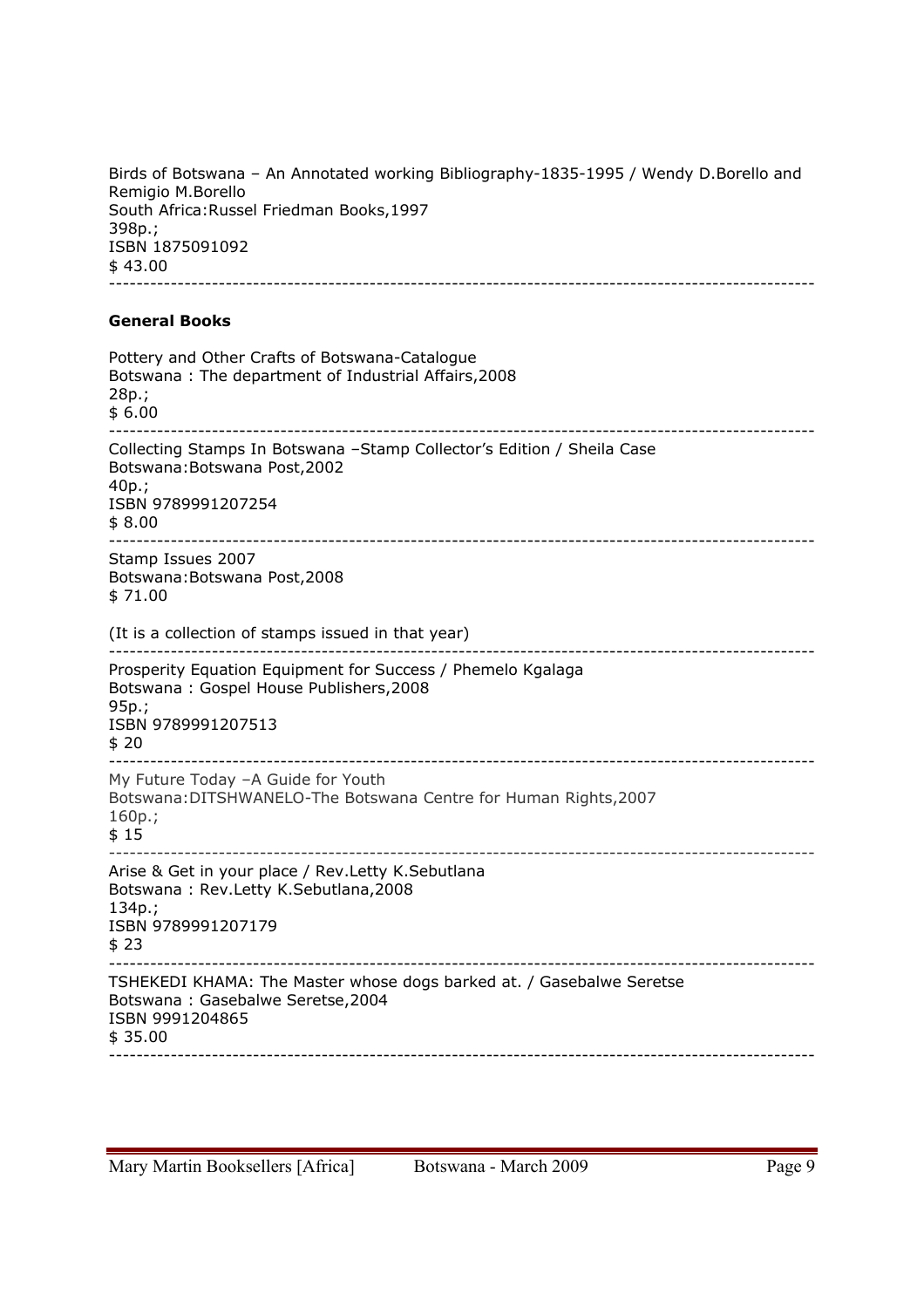Birds of Botswana – An Annotated working Bibliography-1835-1995 / Wendy D.Borello and Remigio M.Borello
South Africa:Russel Friedman Books,1997
398p.;
ISBN 1875091092
$ 43.00

---

**General Books**

Pottery and Other Crafts of Botswana-Catalogue
Botswana : The department of Industrial Affairs,2008
28p.;
$ 6.00

---

Collecting Stamps In Botswana –Stamp Collector's Edition / Sheila Case
Botswana:Botswana Post,2002
40p.;
ISBN 9789991207254
$ 8.00

---

Stamp Issues 2007
Botswana:Botswana Post,2008
$ 71.00

(It is a collection of stamps issued in that year)

---

Prosperity Equation Equipment for Success / Phemelo Kgalaga
Botswana : Gospel House Publishers,2008
95p.;
ISBN 9789991207513
$ 20

---

My Future Today –A Guide for Youth
Botswana:DITSHWANELO-The Botswana Centre for Human Rights,2007
160p.;
$ 15

---

Arise & Get in your place / Rev.Letty K.Sebutlana
Botswana : Rev.Letty K.Sebutlana,2008
134p.;
ISBN 9789991207179
$ 23

---

TSHEKEDI KHAMA: The Master whose dogs barked at. / Gasebalwe Seretse
Botswana : Gasebalwe Seretse,2004
ISBN 9991204865
$ 35.00

---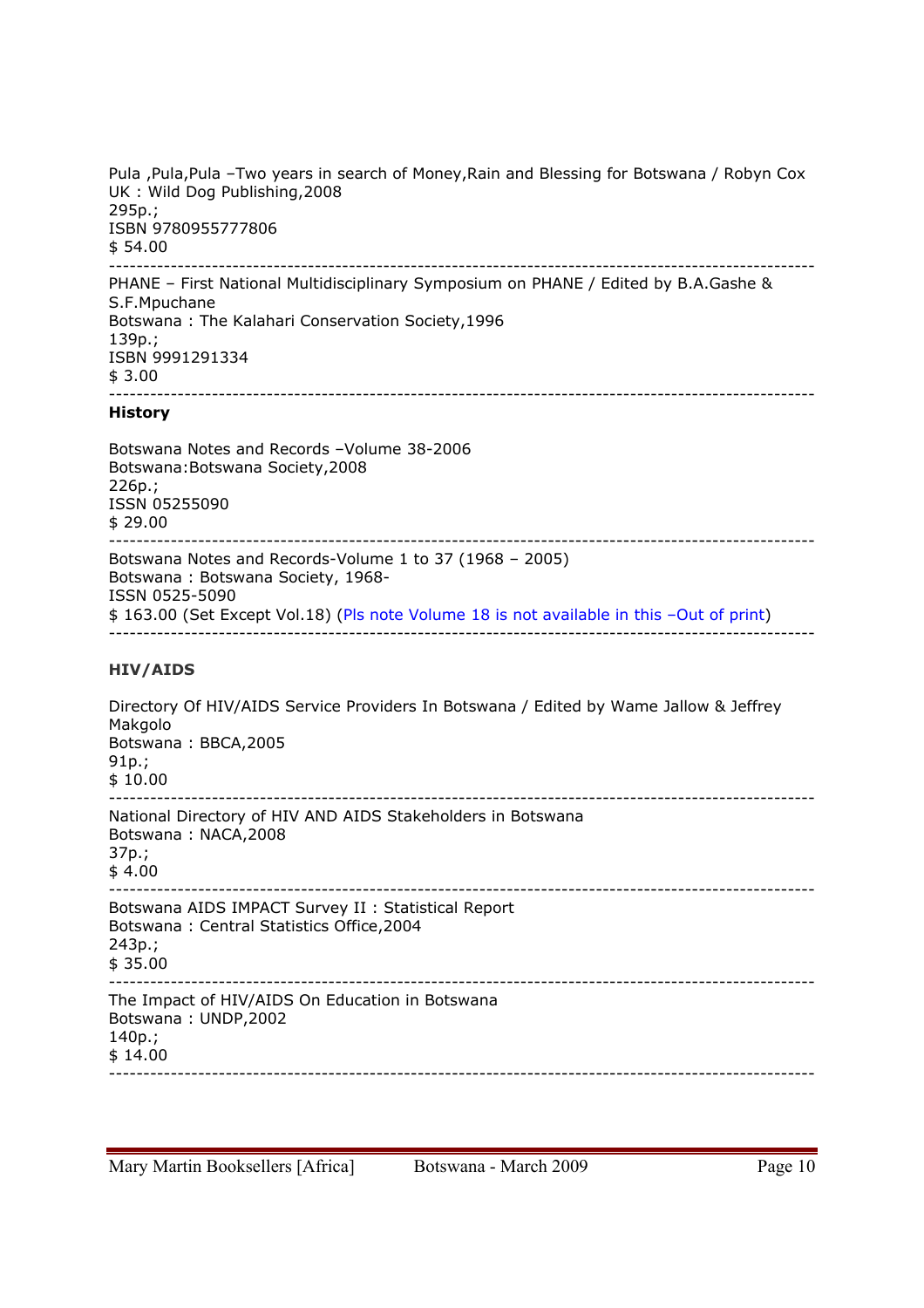Pula ,Pula,Pula –Two years in search of Money,Rain and Blessing for Botswana / Robyn Cox
UK : Wild Dog Publishing,2008
295p.;
ISBN 9780955777806
$ 54.00

---

PHANE – First National Multidisciplinary Symposium on PHANE / Edited by B.A.Gashe & S.F.Mpuchane
Botswana : The Kalahari Conservation Society,1996
139p.;
ISBN 9991291334
$ 3.00

---

**History**

Botswana Notes and Records –Volume 38-2006
Botswana:Botswana Society,2008
226p.;
ISSN 05255090
$ 29.00

---

Botswana Notes and Records-Volume 1 to 37 (1968 – 2005)
Botswana : Botswana Society, 1968-
ISSN 0525-5090
$ 163.00 (Set Except Vol.18) (Pls note Volume 18 is not available in this –Out of print)

---

**HIV/AIDS**

Directory Of HIV/AIDS Service Providers In Botswana / Edited by Wame Jallow & Jeffrey Makgolo
Botswana : BBCA,2005
91p.;
$ 10.00

---

National Directory of HIV AND AIDS Stakeholders in Botswana
Botswana : NACA,2008
37p.;
$ 4.00

---

Botswana AIDS IMPACT Survey II : Statistical Report
Botswana : Central Statistics Office,2004
243p.;
$ 35.00

---

The Impact of HIV/AIDS On Education in Botswana
Botswana : UNDP,2002
140p.;
$ 14.00

---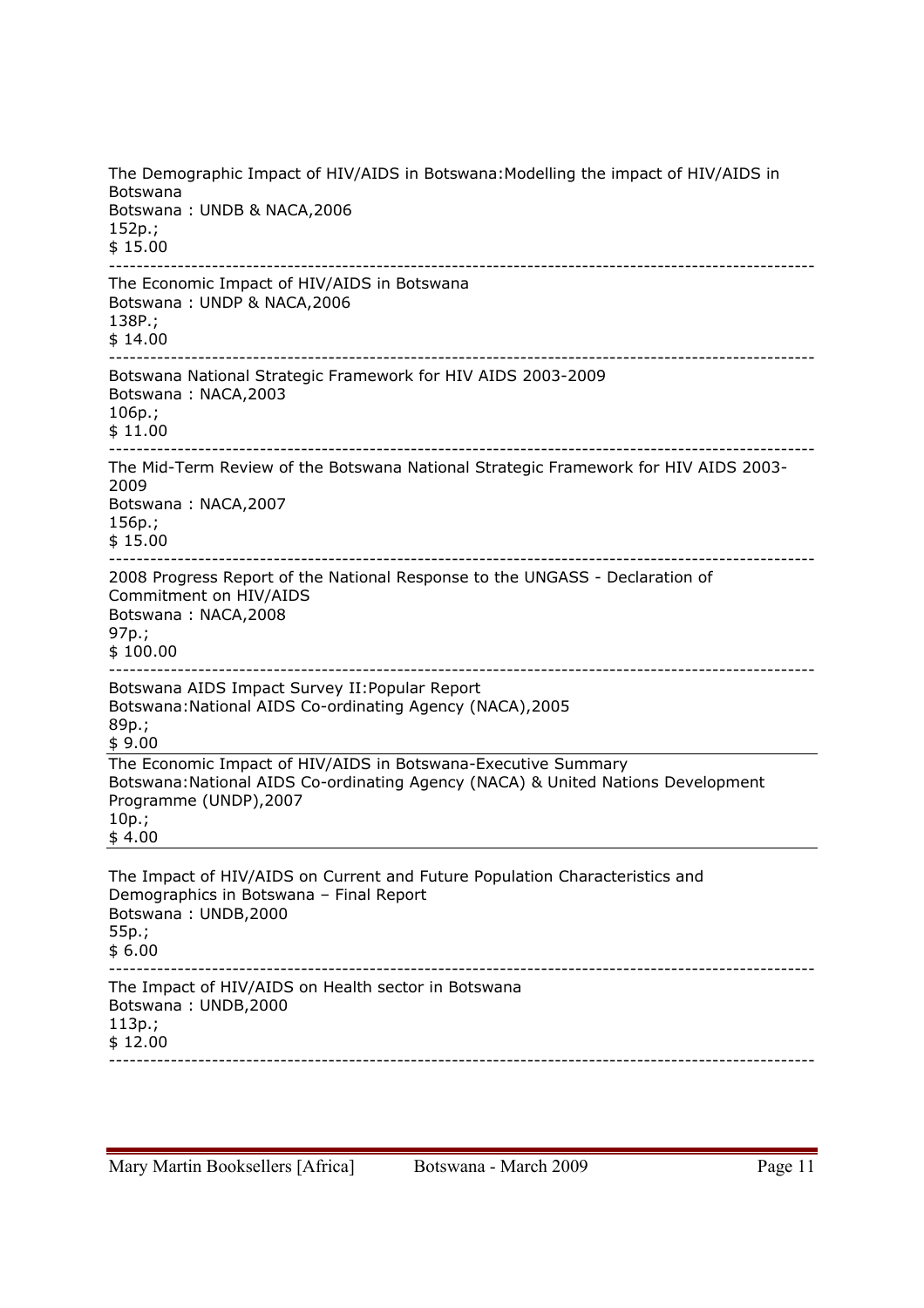The Demographic Impact of HIV/AIDS in Botswana:Modelling the impact of HIV/AIDS in Botswana
Botswana : UNDB & NACA,2006
152p.;
$ 15.00

---

The Economic Impact of HIV/AIDS in Botswana
Botswana : UNDP & NACA,2006
138P.;
$ 14.00

---

Botswana National Strategic Framework for HIV AIDS 2003-2009
Botswana : NACA,2003
106p.;
$ 11.00

---

The Mid-Term Review of the Botswana National Strategic Framework for HIV AIDS 2003-2009
Botswana : NACA,2007
156p.;
$ 15.00

---

2008 Progress Report of the National Response to the UNGASS - Declaration of Commitment on HIV/AIDS
Botswana : NACA,2008
97p.;
$ 100.00

---

Botswana AIDS Impact Survey II:Popular Report
Botswana:National AIDS Co-ordinating Agency (NACA),2005
89p.;
$ 9.00

---

The Economic Impact of HIV/AIDS in Botswana-Executive Summary
Botswana:National AIDS Co-ordinating Agency (NACA) & United Nations Development Programme (UNDP),2007
10p.;
$ 4.00

---

The Impact of HIV/AIDS on Current and Future Population Characteristics and Demographics in Botswana – Final Report
Botswana : UNDB,2000
55p.;
$ 6.00

---

The Impact of HIV/AIDS on Health sector in Botswana
Botswana : UNDB,2000
113p.;
$ 12.00

---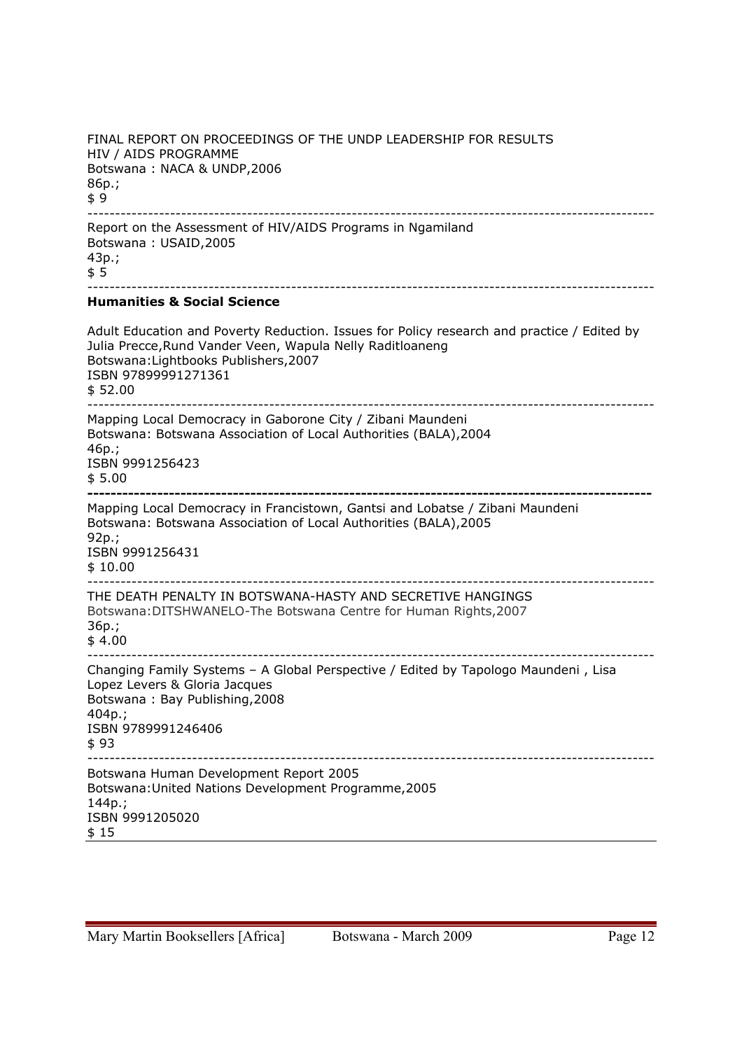FINAL REPORT ON PROCEEDINGS OF THE UNDP LEADERSHIP FOR RESULTS HIV / AIDS PROGRAMME
Botswana : NACA & UNDP,2006
86p.;
$ 9

---

Report on the Assessment of HIV/AIDS Programs in Ngamiland
Botswana : USAID,2005
43p.;
$ 5

---

**Humanities & Social Science**

Adult Education and Poverty Reduction. Issues for Policy research and practice / Edited by Julia Precce,Rund Vander Veen, Wapula Nelly Raditloaneng
Botswana:Lightbooks Publishers,2007
ISBN 97899991271361
$ 52.00

---

Mapping Local Democracy in Gaborone City / Zibani Maundeni
Botswana: Botswana Association of Local Authorities (BALA),2004
46p.;
ISBN 9991256423
$ 5.00

---

Mapping Local Democracy in Francistown, Gantsi and Lobatse / Zibani Maundeni
Botswana: Botswana Association of Local Authorities (BALA),2005
92p.;
ISBN 9991256431
$ 10.00

---

THE DEATH PENALTY IN BOTSWANA-HASTY AND SECRETIVE HANGINGS
Botswana:DITSHWANELO-The Botswana Centre for Human Rights,2007
36p.;
$ 4.00

---

Changing Family Systems – A Global Perspective / Edited by Tapologo Maundeni , Lisa Lopez Levers & Gloria Jacques
Botswana : Bay Publishing,2008
404p.;
ISBN 9789991246406
$ 93

---

Botswana Human Development Report 2005
Botswana:United Nations Development Programme,2005
144p.;
ISBN 9991205020
$ 15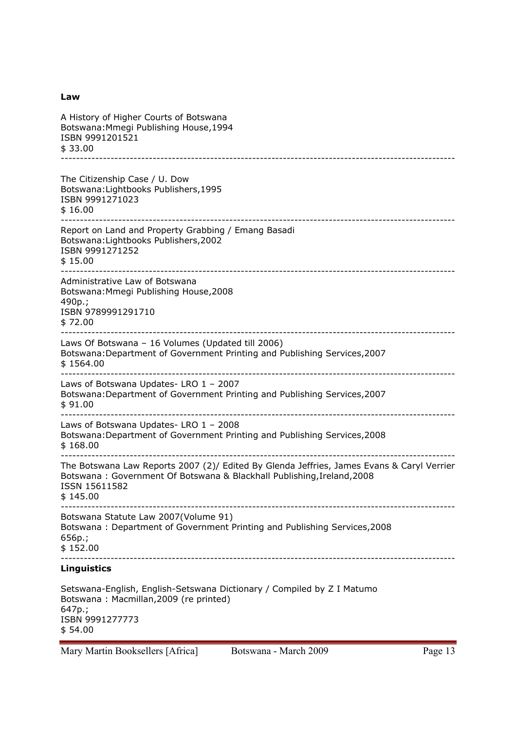**Law**

A History of Higher Courts of Botswana
Botswana:Mmegi Publishing House,1994
ISBN 9991201521
$ 33.00

---

The Citizenship Case / U. Dow
Botswana:Lightbooks Publishers,1995
ISBN 9991271023
$ 16.00

---

Report on Land and Property Grabbing / Emang Basadi
Botswana:Lightbooks Publishers,2002
ISBN 9991271252
$ 15.00

---

Administrative Law of Botswana
Botswana:Mmegi Publishing House,2008
490p.;
ISBN 9789991291710
$ 72.00

---

Laws Of Botswana – 16 Volumes (Updated till 2006)
Botswana:Department of Government Printing and Publishing Services,2007
$ 1564.00

---

Laws of Botswana Updates- LRO 1 – 2007
Botswana:Department of Government Printing and Publishing Services,2007
$ 91.00

---

Laws of Botswana Updates- LRO 1 – 2008
Botswana:Department of Government Printing and Publishing Services,2008
$ 168.00

---

The Botswana Law Reports 2007 (2)/ Edited By Glenda Jeffries, James Evans & Caryl Verrier
Botswana : Government Of Botswana & Blackhall Publishing,Ireland,2008
ISSN 15611582
$ 145.00

---

Botswana Statute Law 2007(Volume 91)
Botswana : Department of Government Printing and Publishing Services,2008
656p.;
$ 152.00

---

**Linguistics**

Setswana-English, English-Setswana Dictionary / Compiled by Z I Matumo
Botswana : Macmillan,2009 (re printed)
647p.;
ISBN 9991277773
$ 54.00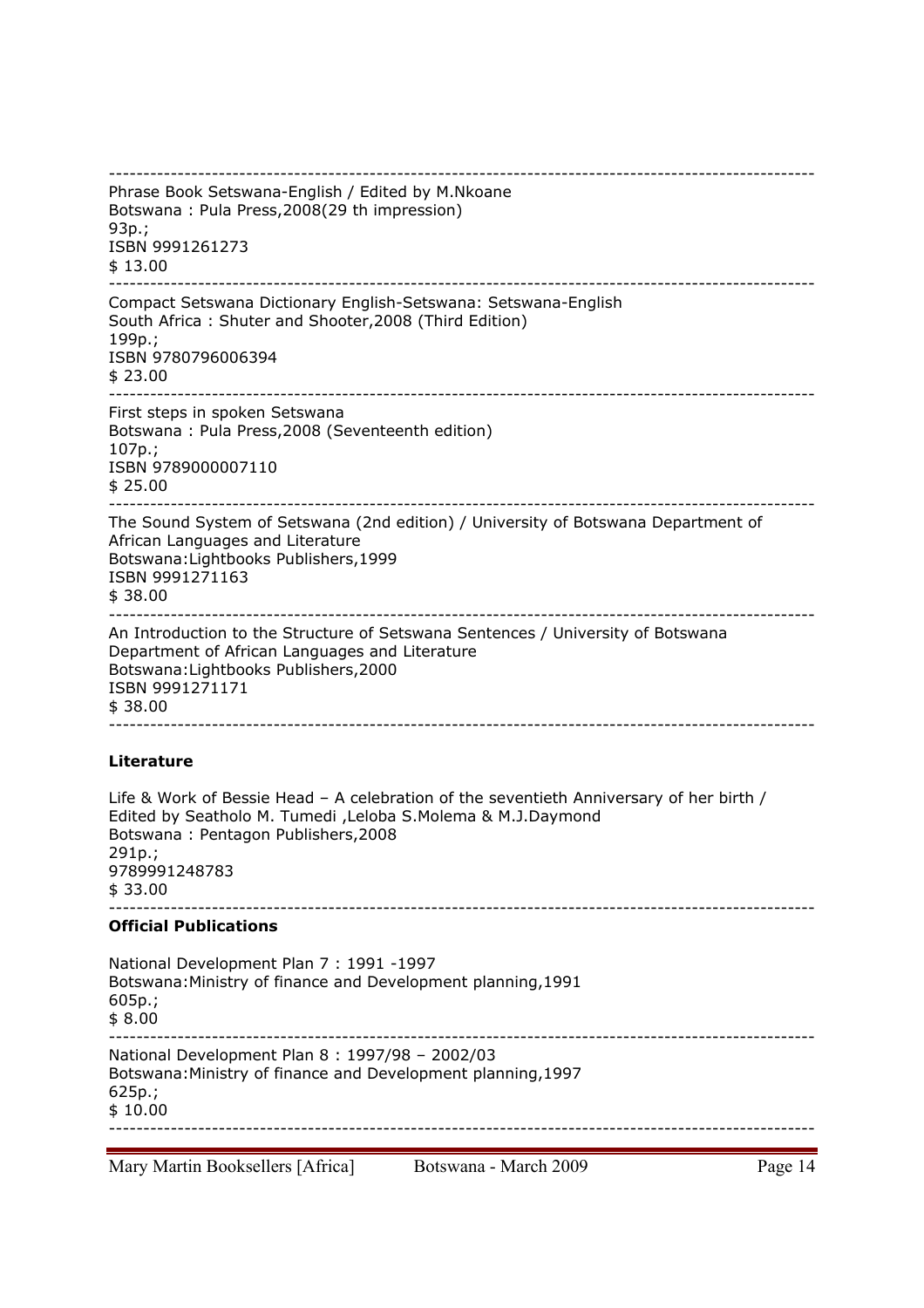---

Phrase Book Setswana-English / Edited by M.Nkoane
Botswana : Pula Press,2008(29 th impression)
93p.;
ISBN 9991261273
$ 13.00

---

Compact Setswana Dictionary English-Setswana: Setswana-English
South Africa : Shuter and Shooter,2008 (Third Edition)
199p.;
ISBN 9780796006394
$ 23.00

---

First steps in spoken Setswana
Botswana : Pula Press,2008 (Seventeenth edition)
107p.;
ISBN 9789000007110
$ 25.00

---

The Sound System of Setswana (2nd edition) / University of Botswana Department of African Languages and Literature
Botswana:Lightbooks Publishers,1999
ISBN 9991271163
$ 38.00

---

An Introduction to the Structure of Setswana Sentences / University of Botswana Department of African Languages and Literature
Botswana:Lightbooks Publishers,2000
ISBN 9991271171
$ 38.00

---

**Literature**

Life & Work of Bessie Head – A celebration of the seventieth Anniversary of her birth / Edited by Seatholo M. Tumedi ,Leloba S.Molema & M.J.Daymond
Botswana : Pentagon Publishers,2008
291p.;
9789991248783
$ 33.00

---

**Official Publications**

National Development Plan 7 : 1991 -1997
Botswana:Ministry of finance and Development planning,1991
605p.;
$ 8.00

---

National Development Plan 8 : 1997/98 – 2002/03
Botswana:Ministry of finance and Development planning,1997
625p.;
$ 10.00

---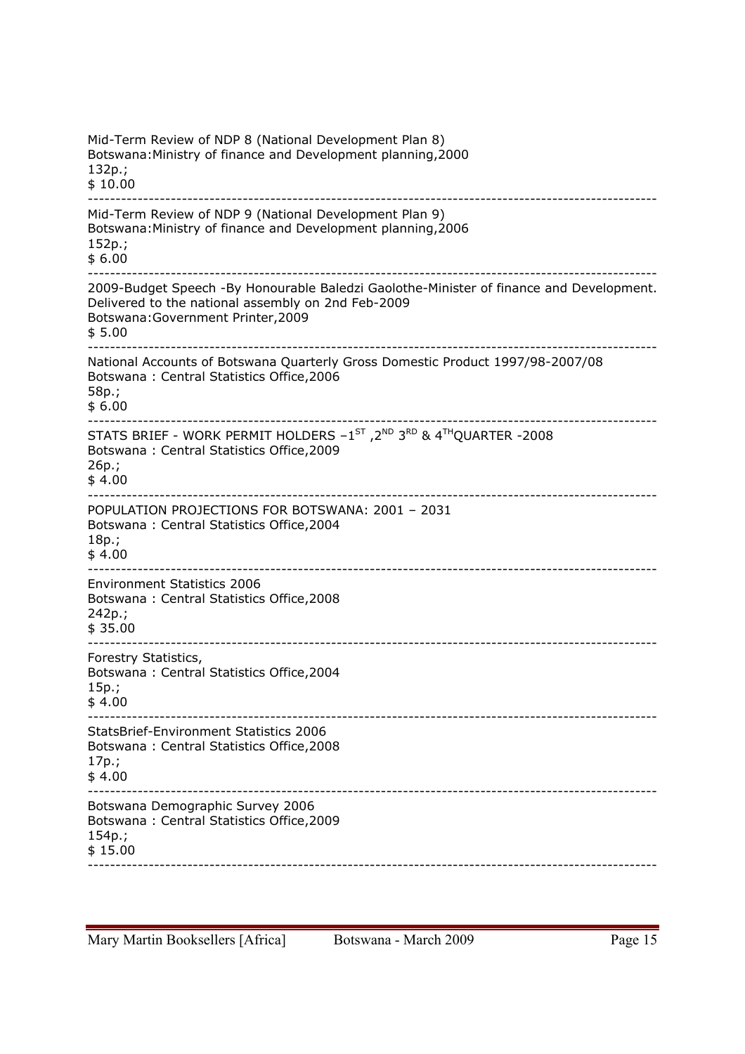Mid-Term Review of NDP 8 (National Development Plan 8)
Botswana:Ministry of finance and Development planning,2000
132p.;
$ 10.00

---

Mid-Term Review of NDP 9 (National Development Plan 9)
Botswana:Ministry of finance and Development planning,2006
152p.;
$ 6.00

---

2009-Budget Speech -By Honourable Baledzi Gaolothe-Minister of finance and Development. Delivered to the national assembly on 2nd Feb-2009
Botswana:Government Printer,2009
$ 5.00

---

National Accounts of Botswana Quarterly Gross Domestic Product 1997/98-2007/08
Botswana : Central Statistics Office,2006
58p.;
$ 6.00

---

STATS BRIEF - WORK PERMIT HOLDERS –1ST ,2ND 3RD & 4THQUARTER -2008
Botswana : Central Statistics Office,2009
26p.;
$ 4.00

---

POPULATION PROJECTIONS FOR BOTSWANA: 2001 – 2031
Botswana : Central Statistics Office,2004
18p.;
$ 4.00

---

Environment Statistics 2006
Botswana : Central Statistics Office,2008
242p.;
$ 35.00

---

Forestry Statistics,
Botswana : Central Statistics Office,2004
15p.;
$ 4.00

---

StatsBrief-Environment Statistics 2006
Botswana : Central Statistics Office,2008
17p.;
$ 4.00

---

Botswana Demographic Survey 2006
Botswana : Central Statistics Office,2009
154p.;
$ 15.00

---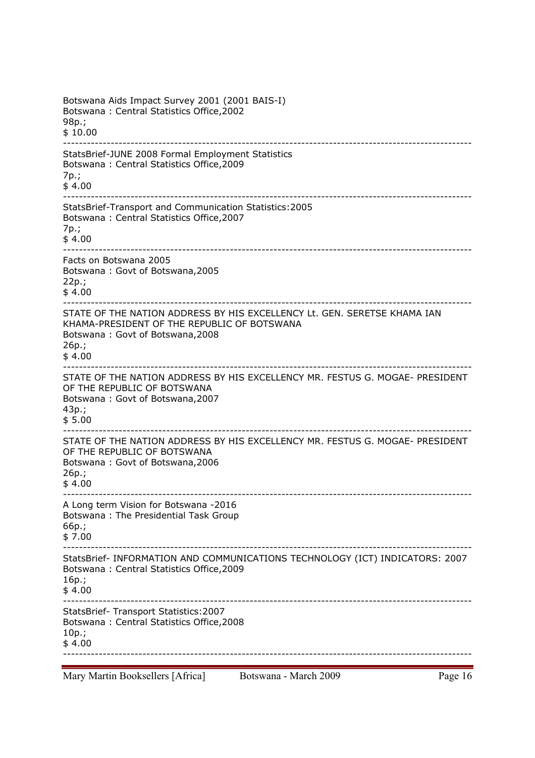Botswana Aids Impact Survey 2001 (2001 BAIS-I)
Botswana : Central Statistics Office,2002
98p.;
$ 10.00

---

StatsBrief-JUNE 2008 Formal Employment Statistics
Botswana : Central Statistics Office,2009
7p.;
$ 4.00

---

StatsBrief-Transport and Communication Statistics:2005
Botswana : Central Statistics Office,2007
7p.;
$ 4.00

---

Facts on Botswana 2005
Botswana : Govt of Botswana,2005
22p.;
$ 4.00

---

STATE OF THE NATION ADDRESS BY HIS EXCELLENCY Lt. GEN. SERETSE KHAMA IAN KHAMA-PRESIDENT OF THE REPUBLIC OF BOTSWANA
Botswana : Govt of Botswana,2008
26p.;
$ 4.00

---

STATE OF THE NATION ADDRESS BY HIS EXCELLENCY MR. FESTUS G. MOGAE- PRESIDENT OF THE REPUBLIC OF BOTSWANA
Botswana : Govt of Botswana,2007
43p.;
$ 5.00

---

STATE OF THE NATION ADDRESS BY HIS EXCELLENCY MR. FESTUS G. MOGAE- PRESIDENT OF THE REPUBLIC OF BOTSWANA
Botswana : Govt of Botswana,2006
26p.;
$ 4.00

---

A Long term Vision for Botswana -2016
Botswana : The Presidential Task Group
66p.;
$ 7.00

---

StatsBrief- INFORMATION AND COMMUNICATIONS TECHNOLOGY (ICT) INDICATORS: 2007
Botswana : Central Statistics Office,2009
16p.;
$ 4.00

---

StatsBrief- Transport Statistics:2007
Botswana : Central Statistics Office,2008
10p.;
$ 4.00

---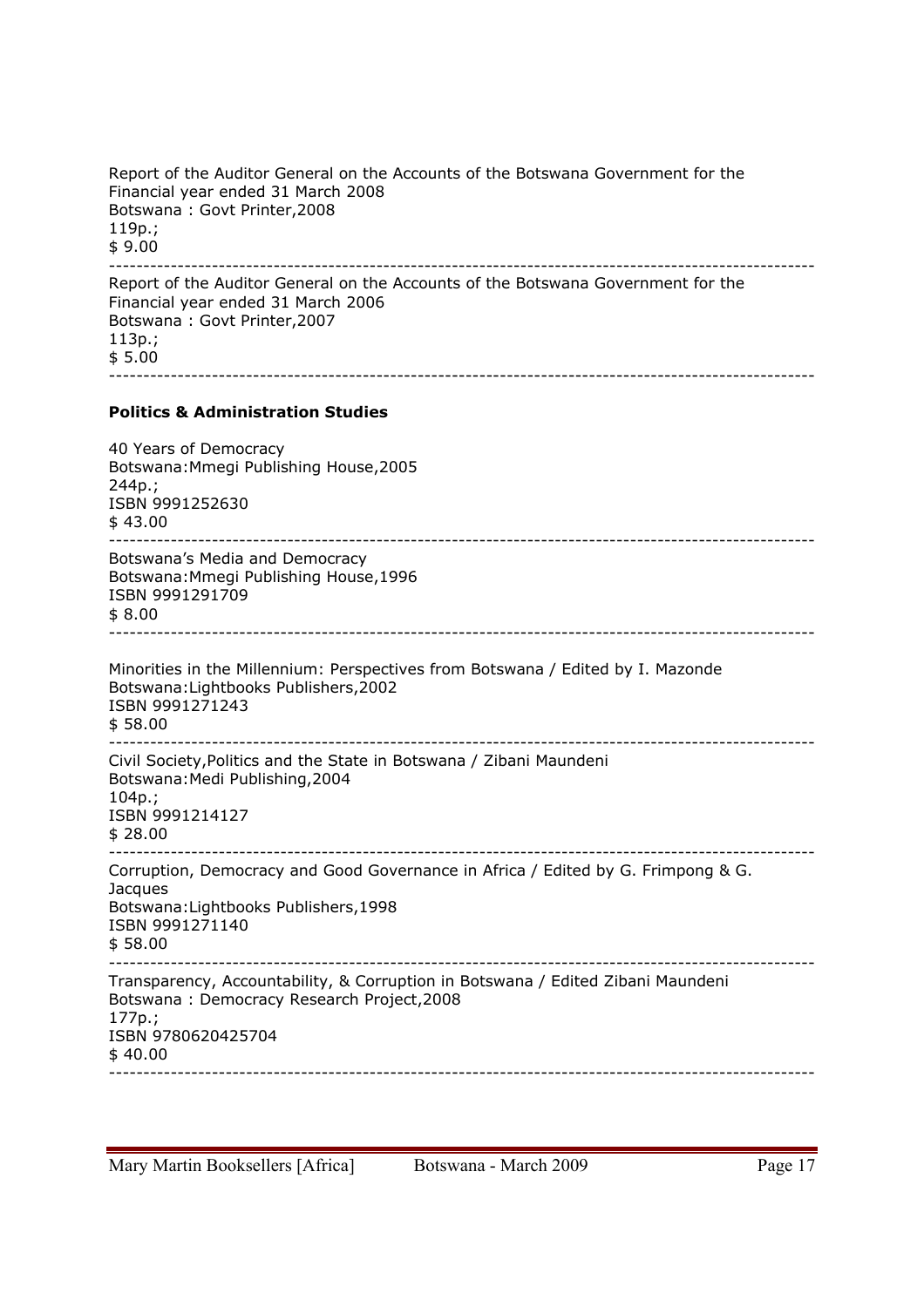Report of the Auditor General on the Accounts of the Botswana Government for the Financial year ended 31 March 2008
Botswana : Govt Printer,2008
119p.;
$ 9.00

---

Report of the Auditor General on the Accounts of the Botswana Government for the Financial year ended 31 March 2006
Botswana : Govt Printer,2007
113p.;
$ 5.00

---

**Politics & Administration Studies**

40 Years of Democracy
Botswana:Mmegi Publishing House,2005
244p.;
ISBN 9991252630
$ 43.00

---

Botswana's Media and Democracy
Botswana:Mmegi Publishing House,1996
ISBN 9991291709
$ 8.00

---

Minorities in the Millennium: Perspectives from Botswana / Edited by I. Mazonde
Botswana:Lightbooks Publishers,2002
ISBN 9991271243
$ 58.00

---

Civil Society,Politics and the State in Botswana / Zibani Maundeni
Botswana:Medi Publishing,2004
104p.;
ISBN 9991214127
$ 28.00

---

Corruption, Democracy and Good Governance in Africa / Edited by G. Frimpong & G. Jacques
Botswana:Lightbooks Publishers,1998
ISBN 9991271140
$ 58.00

---

Transparency, Accountability, & Corruption in Botswana / Edited Zibani Maundeni
Botswana : Democracy Research Project,2008
177p.;
ISBN 9780620425704
$ 40.00

---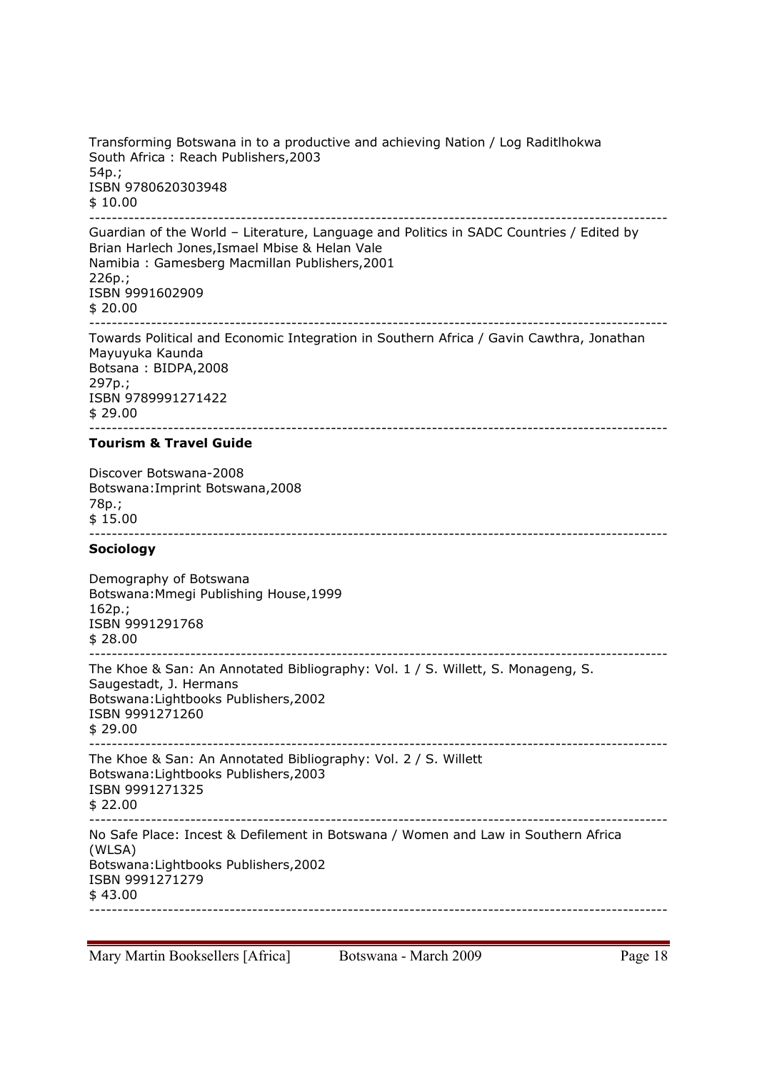Transforming Botswana in to a productive and achieving Nation / Log Raditlhokwa
South Africa : Reach Publishers,2003
54p.;
ISBN 9780620303948
$ 10.00

---

Guardian of the World – Literature, Language and Politics in SADC Countries / Edited by Brian Harlech Jones,Ismael Mbise & Helan Vale
Namibia : Gamesberg Macmillan Publishers,2001
226p.;
ISBN 9991602909
$ 20.00

---

Towards Political and Economic Integration in Southern Africa / Gavin Cawthra, Jonathan Mayuyuka Kaunda
Botsana : BIDPA,2008
297p.;
ISBN 9789991271422
$ 29.00

---

**Tourism & Travel Guide**

Discover Botswana-2008
Botswana:Imprint Botswana,2008
78p.;
$ 15.00

---

**Sociology**

Demography of Botswana
Botswana:Mmegi Publishing House,1999
162p.;
ISBN 9991291768
$ 28.00

---

The Khoe & San: An Annotated Bibliography: Vol. 1 / S. Willett, S. Monageng, S. Saugestadt, J. Hermans
Botswana:Lightbooks Publishers,2002
ISBN 9991271260
$ 29.00

---

The Khoe & San: An Annotated Bibliography: Vol. 2 / S. Willett
Botswana:Lightbooks Publishers,2003
ISBN 9991271325
$ 22.00

---

No Safe Place: Incest & Defilement in Botswana / Women and Law in Southern Africa (WLSA)
Botswana:Lightbooks Publishers,2002
ISBN 9991271279
$ 43.00

---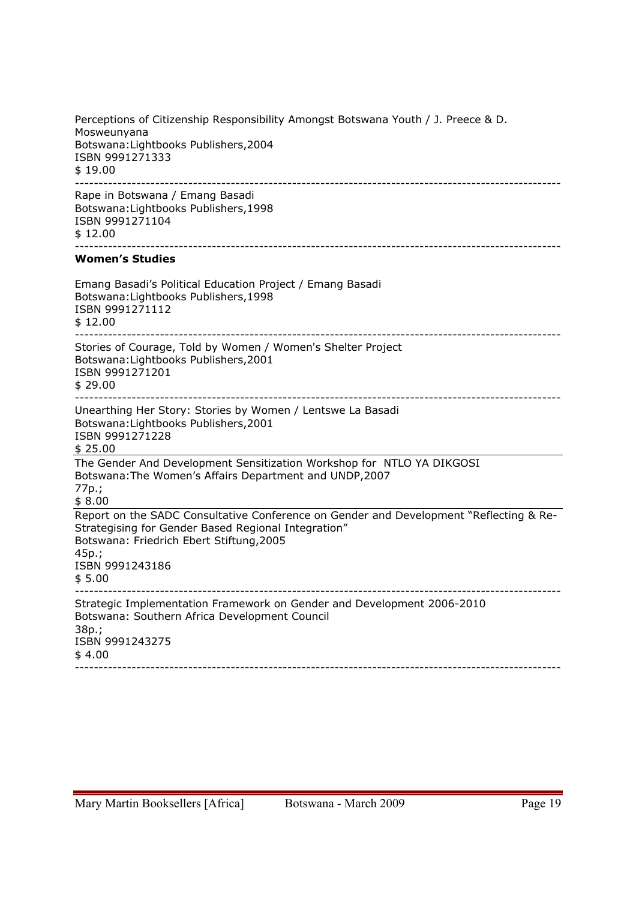Perceptions of Citizenship Responsibility Amongst Botswana Youth / J. Preece & D. Mosweunyana
Botswana:Lightbooks Publishers,2004
ISBN 9991271333
$ 19.00

---

Rape in Botswana / Emang Basadi
Botswana:Lightbooks Publishers,1998
ISBN 9991271104
$ 12.00

---

**Women's Studies**

Emang Basadi's Political Education Project / Emang Basadi
Botswana:Lightbooks Publishers,1998
ISBN 9991271112
$ 12.00

---

Stories of Courage, Told by Women / Women's Shelter Project
Botswana:Lightbooks Publishers,2001
ISBN 9991271201
$ 29.00

---

Unearthing Her Story: Stories by Women / Lentswe La Basadi
Botswana:Lightbooks Publishers,2001
ISBN 9991271228
$ 25.00

---

The Gender And Development Sensitization Workshop for NTLO YA DIKGOSI
Botswana:The Women's Affairs Department and UNDP,2007
77p.;
$ 8.00

---

Report on the SADC Consultative Conference on Gender and Development "Reflecting & Re-Strategising for Gender Based Regional Integration"
Botswana: Friedrich Ebert Stiftung,2005
45p.;
ISBN 9991243186
$ 5.00

---

Strategic Implementation Framework on Gender and Development 2006-2010
Botswana: Southern Africa Development Council
38p.;
ISBN 9991243275
$ 4.00

---